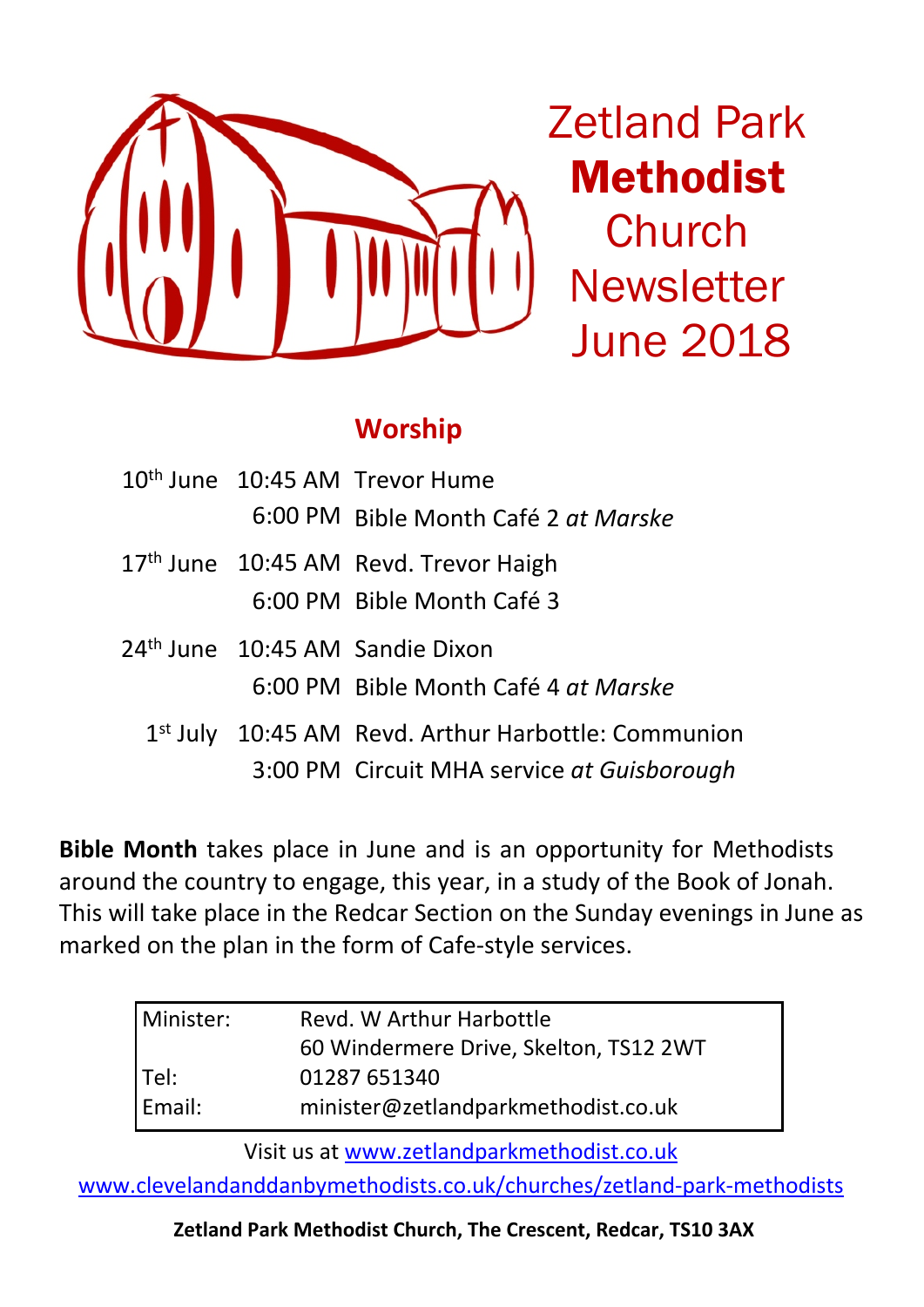# Zetland Park **Methodist** Church Newsletter June 2018

## Worship

| | | |
|---|---|---|
| 10th June | 10:45 AM | Trevor Hume |
| | 6:00 PM | Bible Month Café 2 *at Marske* |
| 17th June | 10:45 AM | Revd. Trevor Haigh |
| | 6:00 PM | Bible Month Café 3 |
| 24th June | 10:45 AM | Sandie Dixon |
| | 6:00 PM | Bible Month Café 4 *at Marske* |
| 1st July | 10:45 AM | Revd. Arthur Harbottle: Communion |
| | 3:00 PM | Circuit MHA service *at Guisborough* |

**Bible Month** takes place in June and is an opportunity for Methodists around the country to engage, this year, in a study of the Book of Jonah. This will take place in the Redcar Section on the Sunday evenings in June as marked on the plan in the form of Cafe-style services.

| | |
|---|---|
| Minister: | Revd. W Arthur Harbottle<br>60 Windermere Drive, Skelton, TS12 2WT |
| Tel: | 01287 651340 |
| Email: | minister@zetlandparkmethodist.co.uk |

Visit us at www.zetlandparkmethodist.co.uk

www.clevelandanddanbymethodists.co.uk/churches/zetland-park-methodists

**Zetland Park Methodist Church, The Crescent, Redcar, TS10 3AX**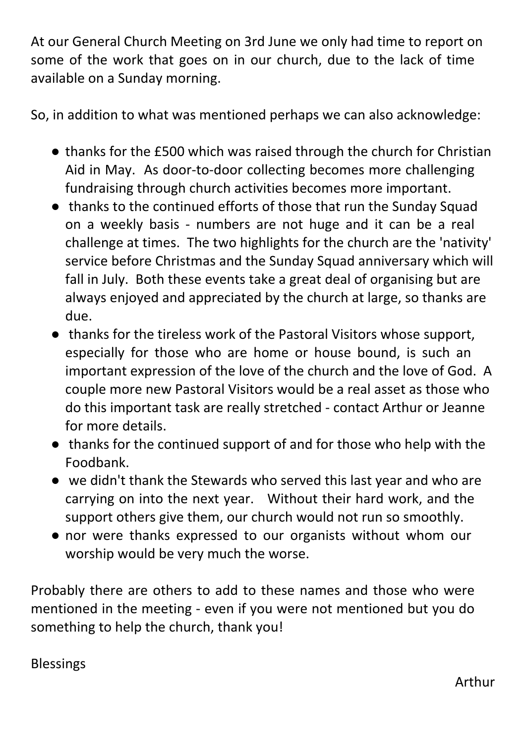At our General Church Meeting on 3rd June we only had time to report on some of the work that goes on in our church, due to the lack of time available on a Sunday morning.

So, in addition to what was mentioned perhaps we can also acknowledge:

- thanks for the £500 which was raised through the church for Christian Aid in May. As door-to-door collecting becomes more challenging fundraising through church activities becomes more important.
- thanks to the continued efforts of those that run the Sunday Squad on a weekly basis - numbers are not huge and it can be a real challenge at times. The two highlights for the church are the 'nativity' service before Christmas and the Sunday Squad anniversary which will fall in July. Both these events take a great deal of organising but are always enjoyed and appreciated by the church at large, so thanks are due.
- thanks for the tireless work of the Pastoral Visitors whose support, especially for those who are home or house bound, is such an important expression of the love of the church and the love of God. A couple more new Pastoral Visitors would be a real asset as those who do this important task are really stretched - contact Arthur or Jeanne for more details.
- thanks for the continued support of and for those who help with the Foodbank.
- we didn't thank the Stewards who served this last year and who are carrying on into the next year. Without their hard work, and the support others give them, our church would not run so smoothly.
- nor were thanks expressed to our organists without whom our worship would be very much the worse.

Probably there are others to add to these names and those who were mentioned in the meeting - even if you were not mentioned but you do something to help the church, thank you!

Blessings

Arthur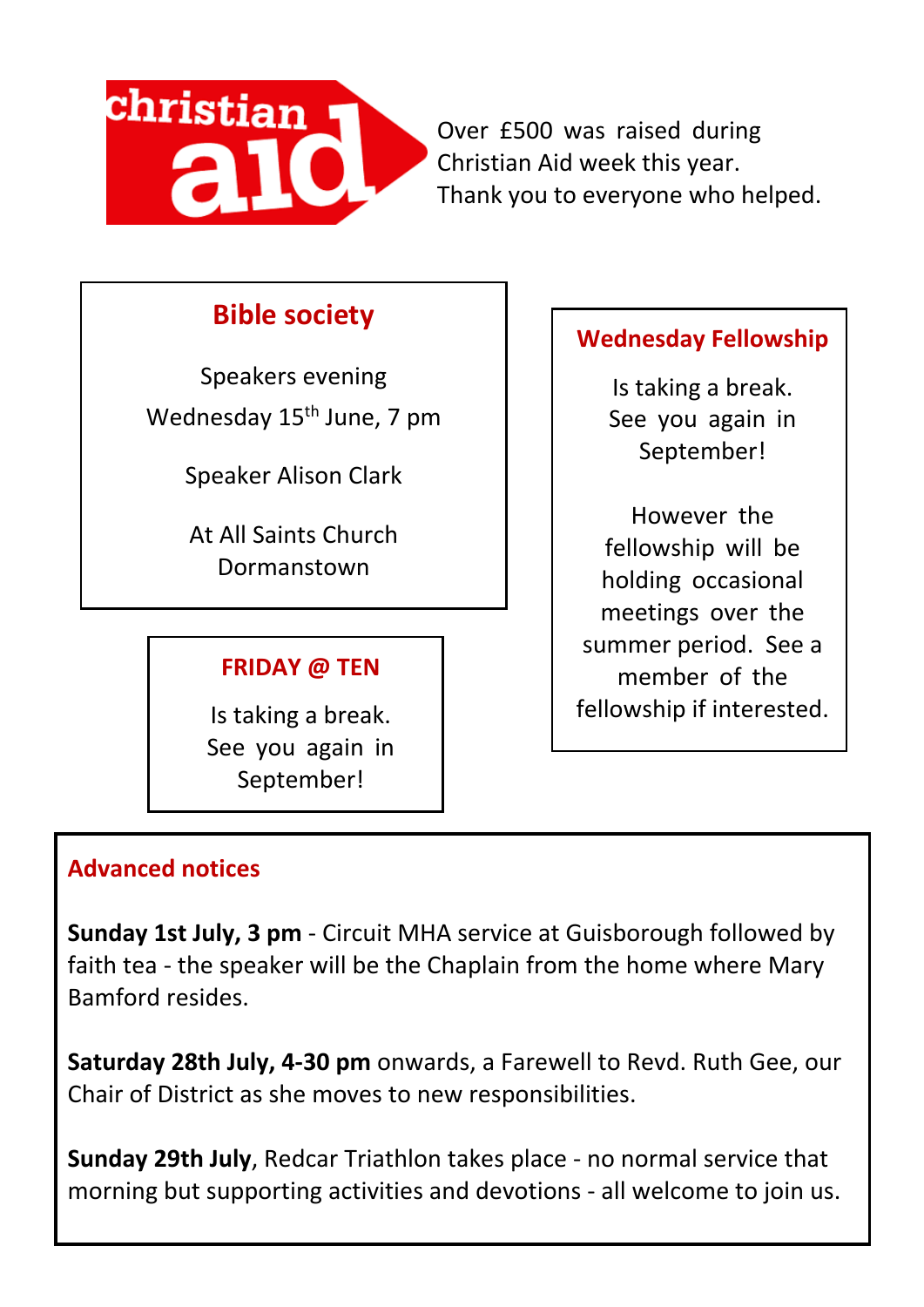christian aid

Over £500 was raised during Christian Aid week this year. Thank you to everyone who helped.

## Bible society

Speakers evening
Wednesday 15th June, 7 pm

Speaker Alison Clark

At All Saints Church Dormanstown

## FRIDAY @ TEN

Is taking a break. See you again in September!

## Wednesday Fellowship

Is taking a break. See you again in September!

However the fellowship will be holding occasional meetings over the summer period. See a member of the fellowship if interested.

## Advanced notices

**Sunday 1st July, 3 pm** - Circuit MHA service at Guisborough followed by faith tea - the speaker will be the Chaplain from the home where Mary Bamford resides.

**Saturday 28th July, 4-30 pm** onwards, a Farewell to Revd. Ruth Gee, our Chair of District as she moves to new responsibilities.

**Sunday 29th July**, Redcar Triathlon takes place - no normal service that morning but supporting activities and devotions - all welcome to join us.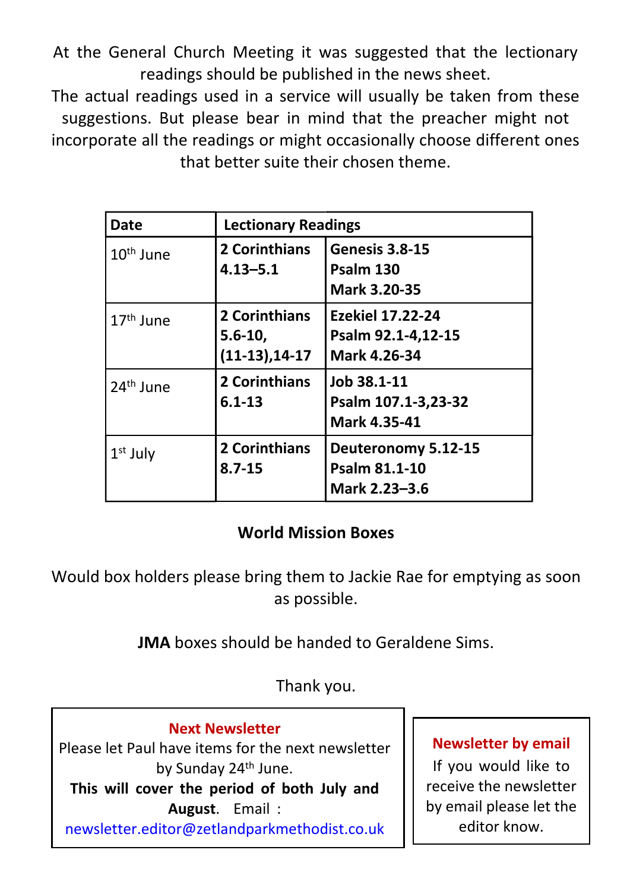At the General Church Meeting it was suggested that the lectionary readings should be published in the news sheet.

The actual readings used in a service will usually be taken from these suggestions. But please bear in mind that the preacher might not incorporate all the readings or might occasionally choose different ones that better suite their chosen theme.

| Date | Lectionary Readings | |
|---|---|---|
| 10th June | **2 Corinthians 4.13–5.1** | **Genesis 3.8-15**<br>**Psalm 130**<br>**Mark 3.20-35** |
| 17th June | **2 Corinthians 5.6-10, (11-13),14-17** | **Ezekiel 17.22-24**<br>**Psalm 92.1-4,12-15**<br>**Mark 4.26-34** |
| 24th June | **2 Corinthians 6.1-13** | **Job 38.1-11**<br>**Psalm 107.1-3,23-32**<br>**Mark 4.35-41** |
| 1st July | **2 Corinthians 8.7-15** | **Deuteronomy 5.12-15**<br>**Psalm 81.1-10**<br>**Mark 2.23–3.6** |

**World Mission Boxes**

Would box holders please bring them to Jackie Rae for emptying as soon as possible.

**JMA** boxes should be handed to Geraldene Sims.

Thank you.

**Next Newsletter**

Please let Paul have items for the next newsletter by Sunday 24th June.
**This will cover the period of both July and August**. Email : newsletter.editor@zetlandparkmethodist.co.uk

**Newsletter by email**

If you would like to receive the newsletter by email please let the editor know.